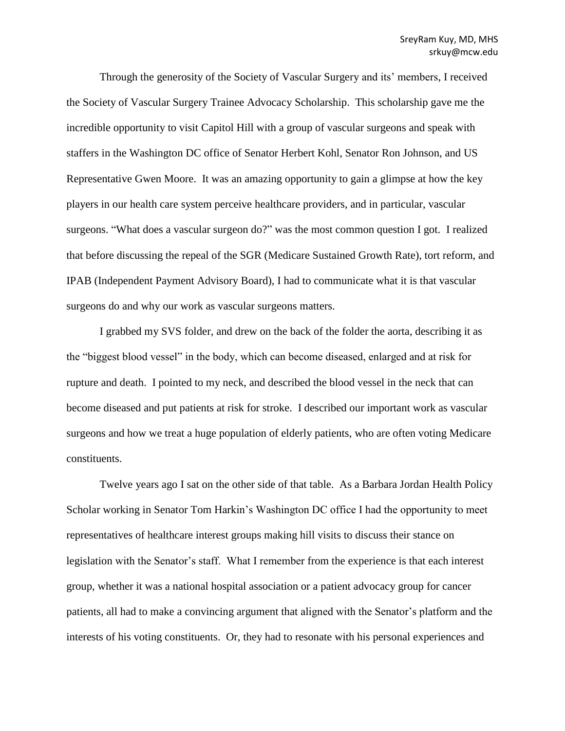SreyRam Kuy, MD, MHS
srkuy@mcw.edu

Through the generosity of the Society of Vascular Surgery and its' members, I received the Society of Vascular Surgery Trainee Advocacy Scholarship. This scholarship gave me the incredible opportunity to visit Capitol Hill with a group of vascular surgeons and speak with staffers in the Washington DC office of Senator Herbert Kohl, Senator Ron Johnson, and US Representative Gwen Moore. It was an amazing opportunity to gain a glimpse at how the key players in our health care system perceive healthcare providers, and in particular, vascular surgeons. "What does a vascular surgeon do?" was the most common question I got. I realized that before discussing the repeal of the SGR (Medicare Sustained Growth Rate), tort reform, and IPAB (Independent Payment Advisory Board), I had to communicate what it is that vascular surgeons do and why our work as vascular surgeons matters.

I grabbed my SVS folder, and drew on the back of the folder the aorta, describing it as the "biggest blood vessel" in the body, which can become diseased, enlarged and at risk for rupture and death. I pointed to my neck, and described the blood vessel in the neck that can become diseased and put patients at risk for stroke. I described our important work as vascular surgeons and how we treat a huge population of elderly patients, who are often voting Medicare constituents.

Twelve years ago I sat on the other side of that table. As a Barbara Jordan Health Policy Scholar working in Senator Tom Harkin's Washington DC office I had the opportunity to meet representatives of healthcare interest groups making hill visits to discuss their stance on legislation with the Senator's staff. What I remember from the experience is that each interest group, whether it was a national hospital association or a patient advocacy group for cancer patients, all had to make a convincing argument that aligned with the Senator's platform and the interests of his voting constituents. Or, they had to resonate with his personal experiences and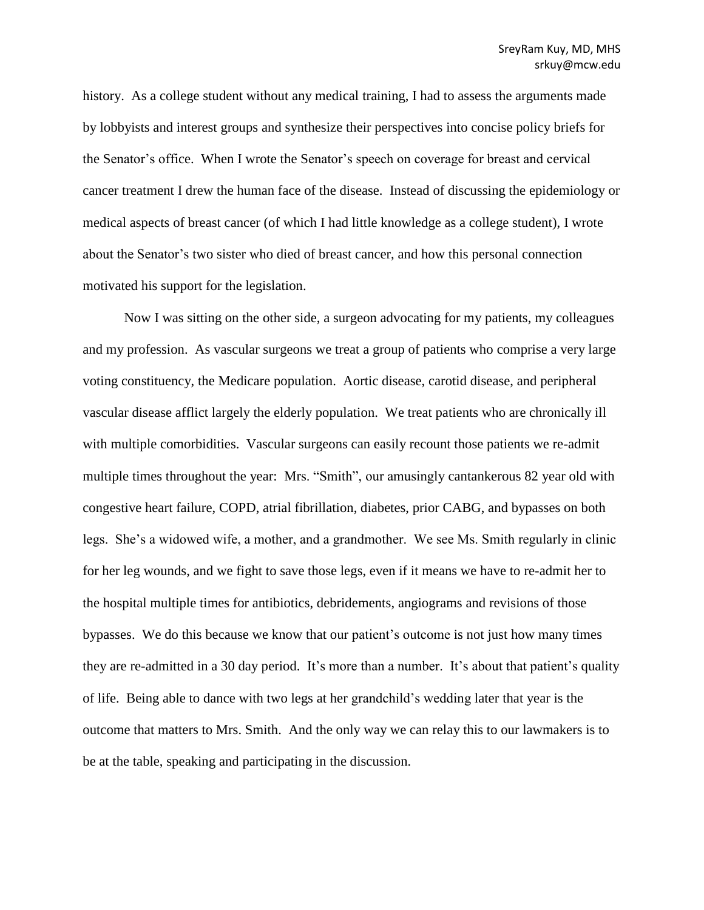history. As a college student without any medical training, I had to assess the arguments made by lobbyists and interest groups and synthesize their perspectives into concise policy briefs for the Senator's office. When I wrote the Senator's speech on coverage for breast and cervical cancer treatment I drew the human face of the disease. Instead of discussing the epidemiology or medical aspects of breast cancer (of which I had little knowledge as a college student), I wrote about the Senator's two sister who died of breast cancer, and how this personal connection motivated his support for the legislation.

Now I was sitting on the other side, a surgeon advocating for my patients, my colleagues and my profession. As vascular surgeons we treat a group of patients who comprise a very large voting constituency, the Medicare population. Aortic disease, carotid disease, and peripheral vascular disease afflict largely the elderly population. We treat patients who are chronically ill with multiple comorbidities. Vascular surgeons can easily recount those patients we re-admit multiple times throughout the year: Mrs. "Smith", our amusingly cantankerous 82 year old with congestive heart failure, COPD, atrial fibrillation, diabetes, prior CABG, and bypasses on both legs. She's a widowed wife, a mother, and a grandmother. We see Ms. Smith regularly in clinic for her leg wounds, and we fight to save those legs, even if it means we have to re-admit her to the hospital multiple times for antibiotics, debridements, angiograms and revisions of those bypasses. We do this because we know that our patient's outcome is not just how many times they are re-admitted in a 30 day period. It's more than a number. It's about that patient's quality of life. Being able to dance with two legs at her grandchild's wedding later that year is the outcome that matters to Mrs. Smith. And the only way we can relay this to our lawmakers is to be at the table, speaking and participating in the discussion.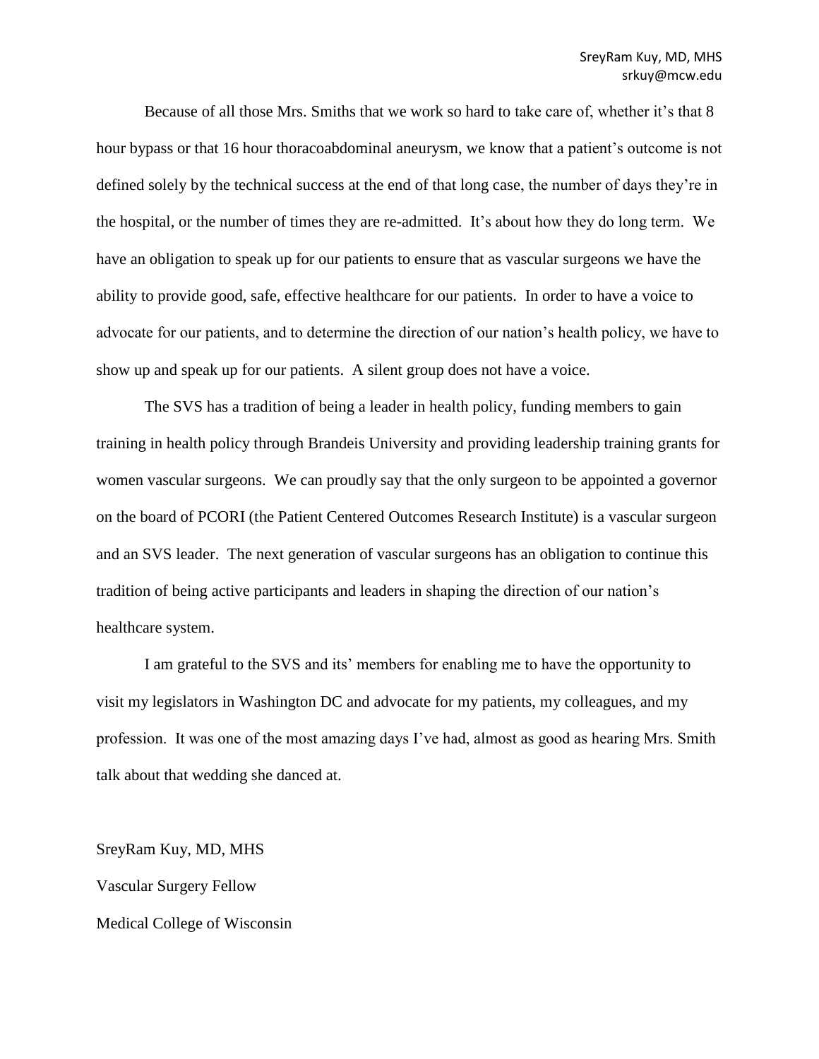Because of all those Mrs. Smiths that we work so hard to take care of, whether it's that 8 hour bypass or that 16 hour thoracoabdominal aneurysm, we know that a patient's outcome is not defined solely by the technical success at the end of that long case, the number of days they're in the hospital, or the number of times they are re-admitted. It's about how they do long term. We have an obligation to speak up for our patients to ensure that as vascular surgeons we have the ability to provide good, safe, effective healthcare for our patients. In order to have a voice to advocate for our patients, and to determine the direction of our nation's health policy, we have to show up and speak up for our patients. A silent group does not have a voice.

The SVS has a tradition of being a leader in health policy, funding members to gain training in health policy through Brandeis University and providing leadership training grants for women vascular surgeons. We can proudly say that the only surgeon to be appointed a governor on the board of PCORI (the Patient Centered Outcomes Research Institute) is a vascular surgeon and an SVS leader. The next generation of vascular surgeons has an obligation to continue this tradition of being active participants and leaders in shaping the direction of our nation's healthcare system.

I am grateful to the SVS and its' members for enabling me to have the opportunity to visit my legislators in Washington DC and advocate for my patients, my colleagues, and my profession. It was one of the most amazing days I've had, almost as good as hearing Mrs. Smith talk about that wedding she danced at.

SreyRam Kuy, MD, MHS

Vascular Surgery Fellow

Medical College of Wisconsin